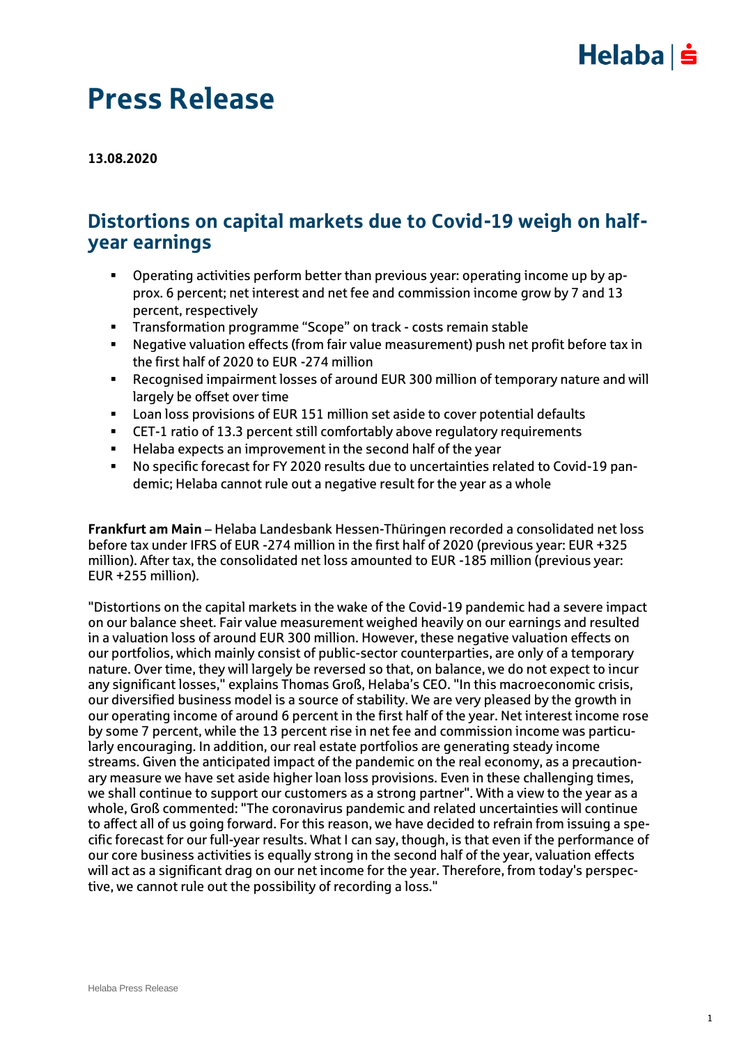# Press Release

**13.08.2020**

## Distortions on capital markets due to Covid-19 weigh on half-year earnings

- Operating activities perform better than previous year: operating income up by approx. 6 percent; net interest and net fee and commission income grow by 7 and 13 percent, respectively
- Transformation programme "Scope" on track - costs remain stable
- Negative valuation effects (from fair value measurement) push net profit before tax in the first half of 2020 to EUR -274 million
- Recognised impairment losses of around EUR 300 million of temporary nature and will largely be offset over time
- Loan loss provisions of EUR 151 million set aside to cover potential defaults
- CET-1 ratio of 13.3 percent still comfortably above regulatory requirements
- Helaba expects an improvement in the second half of the year
- No specific forecast for FY 2020 results due to uncertainties related to Covid-19 pandemic; Helaba cannot rule out a negative result for the year as a whole

**Frankfurt am Main** – Helaba Landesbank Hessen-Thüringen recorded a consolidated net loss before tax under IFRS of EUR -274 million in the first half of 2020 (previous year: EUR +325 million). After tax, the consolidated net loss amounted to EUR -185 million (previous year: EUR +255 million).

"Distortions on the capital markets in the wake of the Covid-19 pandemic had a severe impact on our balance sheet. Fair value measurement weighed heavily on our earnings and resulted in a valuation loss of around EUR 300 million. However, these negative valuation effects on our portfolios, which mainly consist of public-sector counterparties, are only of a temporary nature. Over time, they will largely be reversed so that, on balance, we do not expect to incur any significant losses," explains Thomas Groß, Helaba's CEO. "In this macroeconomic crisis, our diversified business model is a source of stability. We are very pleased by the growth in our operating income of around 6 percent in the first half of the year. Net interest income rose by some 7 percent, while the 13 percent rise in net fee and commission income was particularly encouraging. In addition, our real estate portfolios are generating steady income streams. Given the anticipated impact of the pandemic on the real economy, as a precautionary measure we have set aside higher loan loss provisions. Even in these challenging times, we shall continue to support our customers as a strong partner". With a view to the year as a whole, Groß commented: "The coronavirus pandemic and related uncertainties will continue to affect all of us going forward. For this reason, we have decided to refrain from issuing a specific forecast for our full-year results. What I can say, though, is that even if the performance of our core business activities is equally strong in the second half of the year, valuation effects will act as a significant drag on our net income for the year. Therefore, from today's perspective, we cannot rule out the possibility of recording a loss."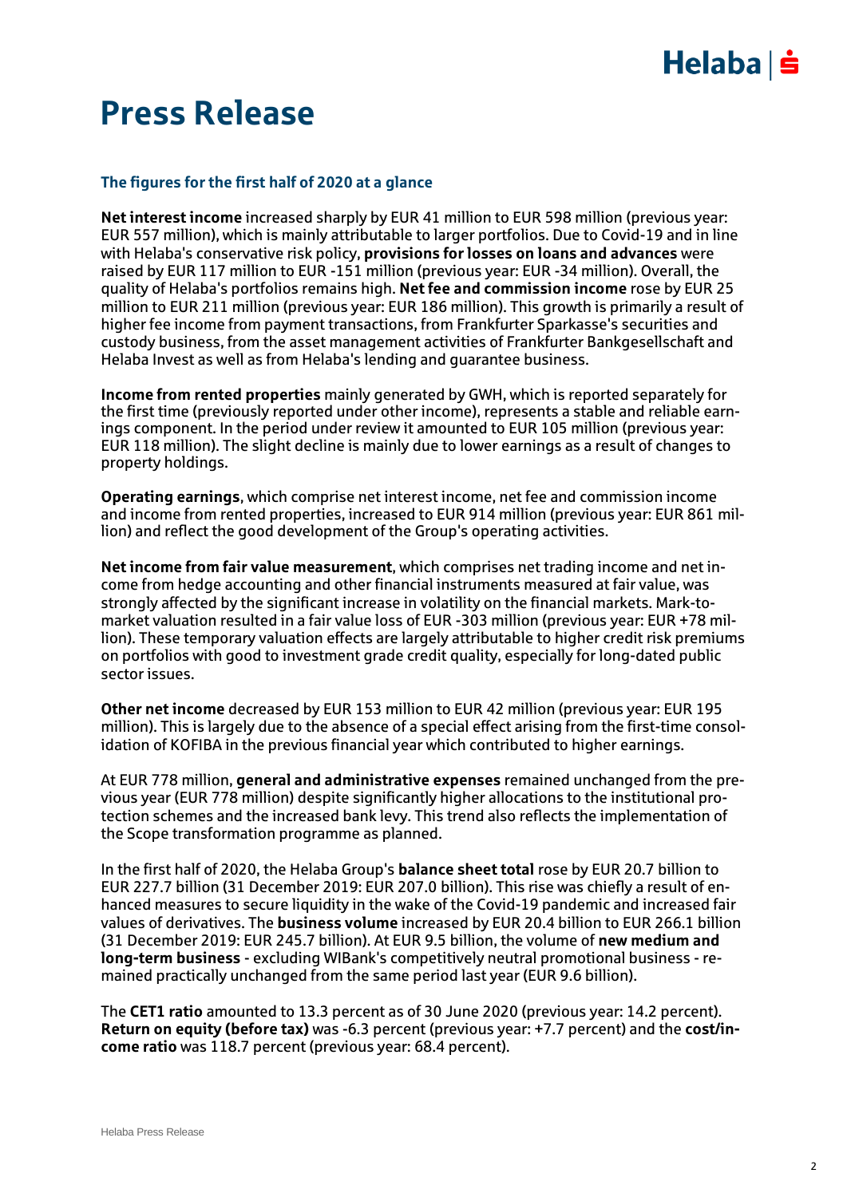# Press Release

### The figures for the first half of 2020 at a glance

**Net interest income** increased sharply by EUR 41 million to EUR 598 million (previous year: EUR 557 million), which is mainly attributable to larger portfolios. Due to Covid-19 and in line with Helaba's conservative risk policy, **provisions for losses on loans and advances** were raised by EUR 117 million to EUR -151 million (previous year: EUR -34 million). Overall, the quality of Helaba's portfolios remains high. **Net fee and commission income** rose by EUR 25 million to EUR 211 million (previous year: EUR 186 million). This growth is primarily a result of higher fee income from payment transactions, from Frankfurter Sparkasse's securities and custody business, from the asset management activities of Frankfurter Bankgesellschaft and Helaba Invest as well as from Helaba's lending and guarantee business.

**Income from rented properties** mainly generated by GWH, which is reported separately for the first time (previously reported under other income), represents a stable and reliable earnings component. In the period under review it amounted to EUR 105 million (previous year: EUR 118 million). The slight decline is mainly due to lower earnings as a result of changes to property holdings.

**Operating earnings**, which comprise net interest income, net fee and commission income and income from rented properties, increased to EUR 914 million (previous year: EUR 861 million) and reflect the good development of the Group's operating activities.

**Net income from fair value measurement**, which comprises net trading income and net income from hedge accounting and other financial instruments measured at fair value, was strongly affected by the significant increase in volatility on the financial markets. Mark-to-market valuation resulted in a fair value loss of EUR -303 million (previous year: EUR +78 million). These temporary valuation effects are largely attributable to higher credit risk premiums on portfolios with good to investment grade credit quality, especially for long-dated public sector issues.

**Other net income** decreased by EUR 153 million to EUR 42 million (previous year: EUR 195 million). This is largely due to the absence of a special effect arising from the first-time consolidation of KOFIBA in the previous financial year which contributed to higher earnings.

At EUR 778 million, **general and administrative expenses** remained unchanged from the previous year (EUR 778 million) despite significantly higher allocations to the institutional protection schemes and the increased bank levy. This trend also reflects the implementation of the Scope transformation programme as planned.

In the first half of 2020, the Helaba Group's **balance sheet total** rose by EUR 20.7 billion to EUR 227.7 billion (31 December 2019: EUR 207.0 billion). This rise was chiefly a result of enhanced measures to secure liquidity in the wake of the Covid-19 pandemic and increased fair values of derivatives. The **business volume** increased by EUR 20.4 billion to EUR 266.1 billion (31 December 2019: EUR 245.7 billion). At EUR 9.5 billion, the volume of **new medium and long-term business** - excluding WIBank's competitively neutral promotional business - remained practically unchanged from the same period last year (EUR 9.6 billion).

The **CET1 ratio** amounted to 13.3 percent as of 30 June 2020 (previous year: 14.2 percent). **Return on equity (before tax)** was -6.3 percent (previous year: +7.7 percent) and the **cost/income ratio** was 118.7 percent (previous year: 68.4 percent).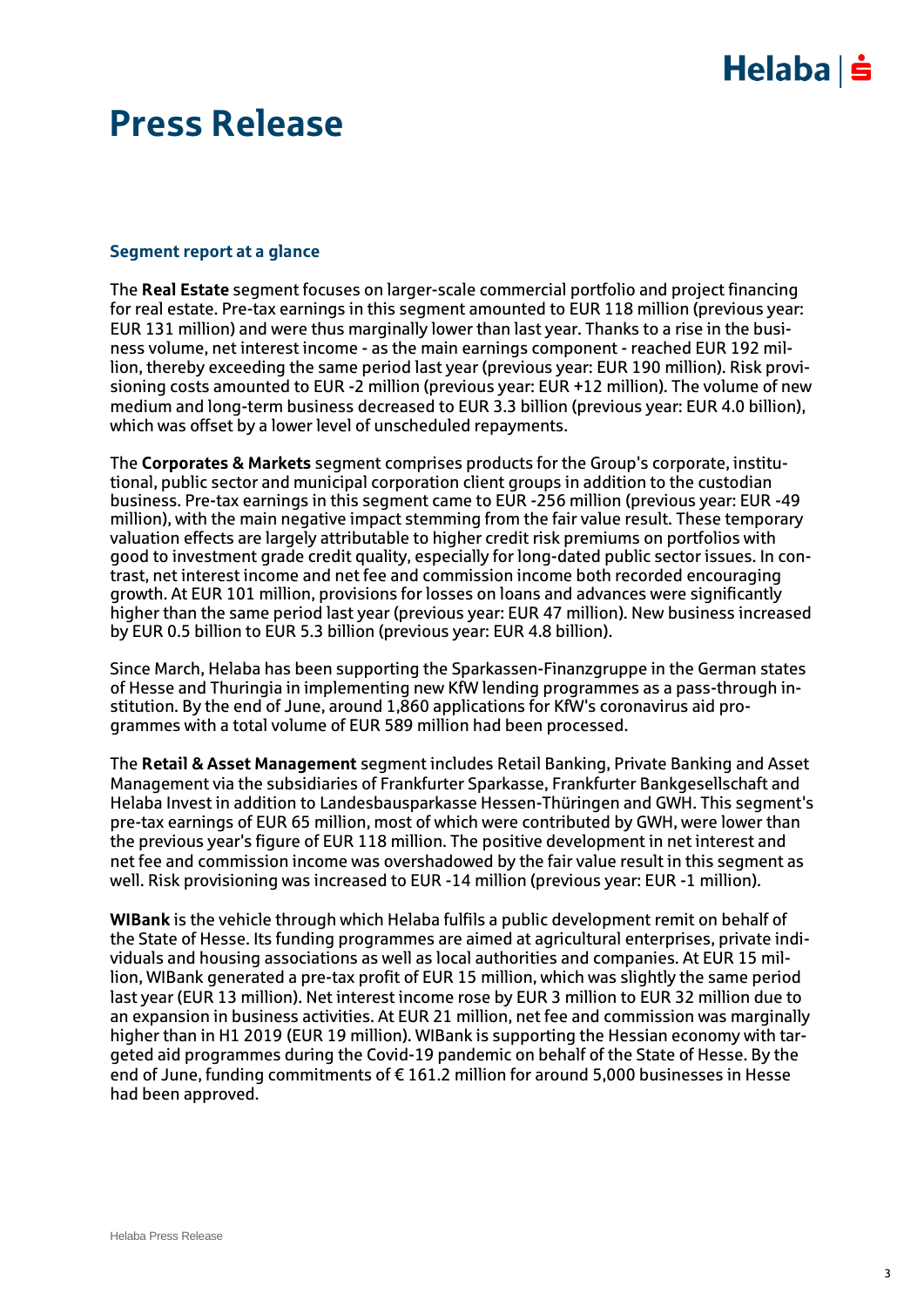# Press Release

### Segment report at a glance

The **Real Estate** segment focuses on larger-scale commercial portfolio and project financing for real estate. Pre-tax earnings in this segment amounted to EUR 118 million (previous year: EUR 131 million) and were thus marginally lower than last year. Thanks to a rise in the business volume, net interest income - as the main earnings component - reached EUR 192 million, thereby exceeding the same period last year (previous year: EUR 190 million). Risk provisioning costs amounted to EUR -2 million (previous year: EUR +12 million). The volume of new medium and long-term business decreased to EUR 3.3 billion (previous year: EUR 4.0 billion), which was offset by a lower level of unscheduled repayments.

The **Corporates & Markets** segment comprises products for the Group's corporate, institutional, public sector and municipal corporation client groups in addition to the custodian business. Pre-tax earnings in this segment came to EUR -256 million (previous year: EUR -49 million), with the main negative impact stemming from the fair value result. These temporary valuation effects are largely attributable to higher credit risk premiums on portfolios with good to investment grade credit quality, especially for long-dated public sector issues. In contrast, net interest income and net fee and commission income both recorded encouraging growth. At EUR 101 million, provisions for losses on loans and advances were significantly higher than the same period last year (previous year: EUR 47 million). New business increased by EUR 0.5 billion to EUR 5.3 billion (previous year: EUR 4.8 billion).

Since March, Helaba has been supporting the Sparkassen-Finanzgruppe in the German states of Hesse and Thuringia in implementing new KfW lending programmes as a pass-through institution. By the end of June, around 1,860 applications for KfW's coronavirus aid programmes with a total volume of EUR 589 million had been processed.

The **Retail & Asset Management** segment includes Retail Banking, Private Banking and Asset Management via the subsidiaries of Frankfurter Sparkasse, Frankfurter Bankgesellschaft and Helaba Invest in addition to Landesbausparkasse Hessen-Thüringen and GWH. This segment's pre-tax earnings of EUR 65 million, most of which were contributed by GWH, were lower than the previous year's figure of EUR 118 million. The positive development in net interest and net fee and commission income was overshadowed by the fair value result in this segment as well. Risk provisioning was increased to EUR -14 million (previous year: EUR -1 million).

**WIBank** is the vehicle through which Helaba fulfils a public development remit on behalf of the State of Hesse. Its funding programmes are aimed at agricultural enterprises, private individuals and housing associations as well as local authorities and companies. At EUR 15 million, WIBank generated a pre-tax profit of EUR 15 million, which was slightly the same period last year (EUR 13 million). Net interest income rose by EUR 3 million to EUR 32 million due to an expansion in business activities. At EUR 21 million, net fee and commission was marginally higher than in H1 2019 (EUR 19 million). WIBank is supporting the Hessian economy with targeted aid programmes during the Covid-19 pandemic on behalf of the State of Hesse. By the end of June, funding commitments of € 161.2 million for around 5,000 businesses in Hesse had been approved.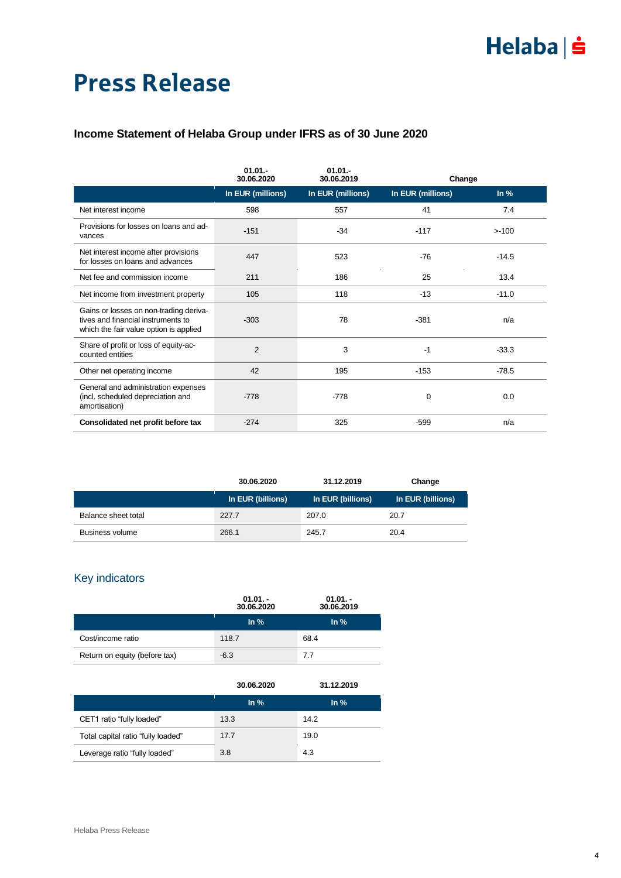# Press Release

### Income Statement of Helaba Group under IFRS as of 30 June 2020

| | 01.01.-30.06.2020 | 01.01.-30.06.2019 | Change | |
|---|---|---|---|---|
| | In EUR (millions) | In EUR (millions) | In EUR (millions) | In % |
| Net interest income | 598 | 557 | 41 | 7.4 |
| Provisions for losses on loans and advances | -151 | -34 | -117 | >-100 |
| Net interest income after provisions for losses on loans and advances | 447 | 523 | -76 | -14.5 |
| Net fee and commission income | 211 | 186 | 25 | 13.4 |
| Net income from investment property | 105 | 118 | -13 | -11.0 |
| Gains or losses on non-trading derivatives and financial instruments to which the fair value option is applied | -303 | 78 | -381 | n/a |
| Share of profit or loss of equity-accounted entities | 2 | 3 | -1 | -33.3 |
| Other net operating income | 42 | 195 | -153 | -78.5 |
| General and administration expenses (incl. scheduled depreciation and amortisation) | -778 | -778 | 0 | 0.0 |
| **Consolidated net profit before tax** | -274 | 325 | -599 | n/a |

| | 30.06.2020 | 31.12.2019 | Change |
|---|---|---|---|
| | In EUR (billions) | In EUR (billions) | In EUR (billions) |
| Balance sheet total | 227.7 | 207.0 | 20.7 |
| Business volume | 266.1 | 245.7 | 20.4 |

## Key indicators

| | 01.01. - 30.06.2020 | 01.01. - 30.06.2019 |
|---|---|---|
| | In % | In % |
| Cost/income ratio | 118.7 | 68.4 |
| Return on equity (before tax) | -6.3 | 7.7 |

| | 30.06.2020 | 31.12.2019 |
|---|---|---|
| | In % | In % |
| CET1 ratio "fully loaded" | 13.3 | 14.2 |
| Total capital ratio "fully loaded" | 17.7 | 19.0 |
| Leverage ratio "fully loaded" | 3.8 | 4.3 |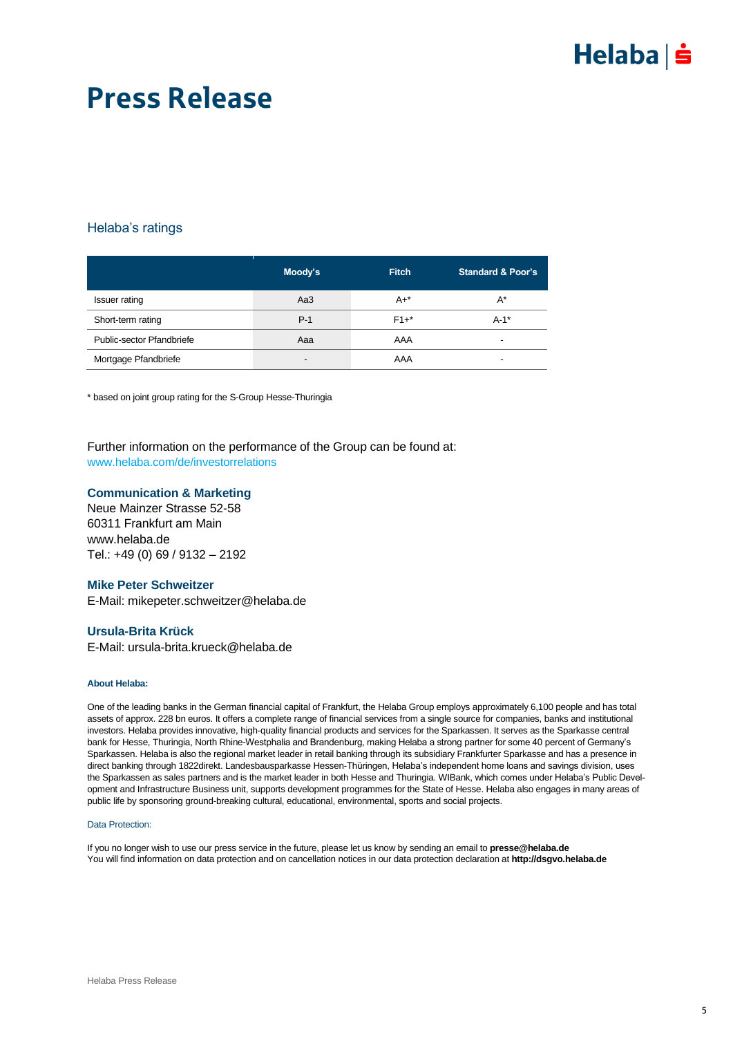# Press Release

## Helaba's ratings

| | Moody's | Fitch | Standard & Poor's |
|---|---|---|---|
| Issuer rating | Aa3 | A+* | A* |
| Short-term rating | P-1 | F1+* | A-1* |
| Public-sector Pfandbriefe | Aaa | AAA | - |
| Mortgage Pfandbriefe | - | AAA | - |

* based on joint group rating for the S-Group Hesse-Thuringia

Further information on the performance of the Group can be found at:
www.helaba.com/de/investorrelations

**Communication & Marketing**
Neue Mainzer Strasse 52-58
60311 Frankfurt am Main
www.helaba.de
Tel.: +49 (0) 69 / 9132 – 2192

**Mike Peter Schweitzer**
E-Mail: mikepeter.schweitzer@helaba.de

**Ursula-Brita Krück**
E-Mail: ursula-brita.krueck@helaba.de

**About Helaba:**

One of the leading banks in the German financial capital of Frankfurt, the Helaba Group employs approximately 6,100 people and has total assets of approx. 228 bn euros. It offers a complete range of financial services from a single source for companies, banks and institutional investors. Helaba provides innovative, high-quality financial products and services for the Sparkassen. It serves as the Sparkasse central bank for Hesse, Thuringia, North Rhine-Westphalia and Brandenburg, making Helaba a strong partner for some 40 percent of Germany's Sparkassen. Helaba is also the regional market leader in retail banking through its subsidiary Frankfurter Sparkasse and has a presence in direct banking through 1822direkt. Landesbausparkasse Hessen-Thüringen, Helaba's independent home loans and savings division, uses the Sparkassen as sales partners and is the market leader in both Hesse and Thuringia. WIBank, which comes under Helaba's Public Development and Infrastructure Business unit, supports development programmes for the State of Hesse. Helaba also engages in many areas of public life by sponsoring ground-breaking cultural, educational, environmental, sports and social projects.

Data Protection:

If you no longer wish to use our press service in the future, please let us know by sending an email to **presse@helaba.de**
You will find information on data protection and on cancellation notices in our data protection declaration at **http://dsgvo.helaba.de**